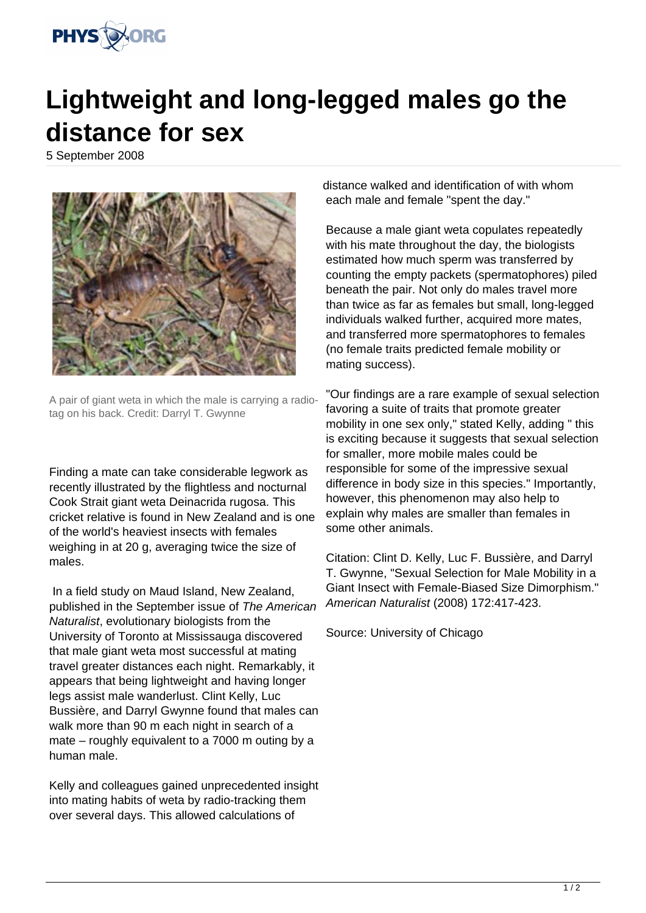# Lightweight and long-legged males go the distance for sex

5 September 2008

A pair of giant weta in which the male is carrying a radio-tag on his back. Credit: Darryl T. Gwynne

Finding a mate can take considerable legwork as recently illustrated by the flightless and nocturnal Cook Strait giant weta Deinacrida rugosa. This cricket relative is found in New Zealand and is one of the world's heaviest insects with females weighing in at 20 g, averaging twice the size of males.

In a field study on Maud Island, New Zealand, published in the September issue of *The American Naturalist*, evolutionary biologists from the University of Toronto at Mississauga discovered that male giant weta most successful at mating travel greater distances each night. Remarkably, it appears that being lightweight and having longer legs assist male wanderlust. Clint Kelly, Luc Bussière, and Darryl Gwynne found that males can walk more than 90 m each night in search of a mate – roughly equivalent to a 7000 m outing by a human male.

Kelly and colleagues gained unprecedented insight into mating habits of weta by radio-tracking them over several days. This allowed calculations of distance walked and identification of with whom each male and female "spent the day."

Because a male giant weta copulates repeatedly with his mate throughout the day, the biologists estimated how much sperm was transferred by counting the empty packets (spermatophores) piled beneath the pair. Not only do males travel more than twice as far as females but small, long-legged individuals walked further, acquired more mates, and transferred more spermatophores to females (no female traits predicted female mobility or mating success).

"Our findings are a rare example of sexual selection favoring a suite of traits that promote greater mobility in one sex only," stated Kelly, adding " this is exciting because it suggests that sexual selection for smaller, more mobile males could be responsible for some of the impressive sexual difference in body size in this species." Importantly, however, this phenomenon may also help to explain why males are smaller than females in some other animals.

Citation: Clint D. Kelly, Luc F. Bussière, and Darryl T. Gwynne, "Sexual Selection for Male Mobility in a Giant Insect with Female-Biased Size Dimorphism." *American Naturalist* (2008) 172:417-423.

Source: University of Chicago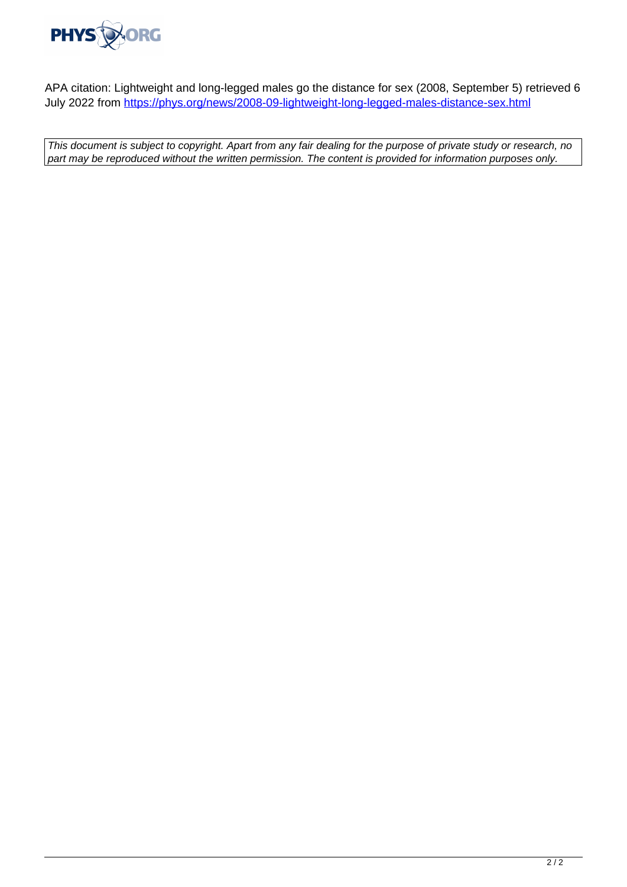APA citation: Lightweight and long-legged males go the distance for sex (2008, September 5) retrieved 6 July 2022 from https://phys.org/news/2008-09-lightweight-long-legged-males-distance-sex.html

*This document is subject to copyright. Apart from any fair dealing for the purpose of private study or research, no part may be reproduced without the written permission. The content is provided for information purposes only.*